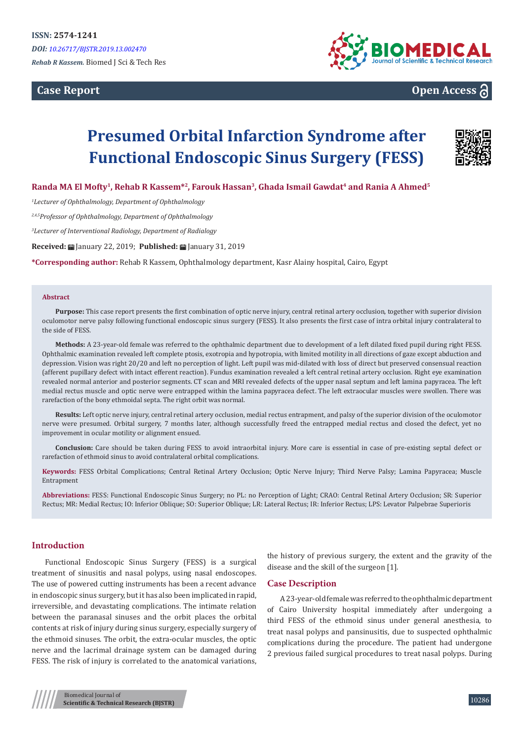ISSN: 2574-1241

*DOI: 10.26717/BJSTR.2019.13.002470*

*Rehab R Kassem.* Biomed J Sci & Tech Res

**Case Report** **Open Access**

# Presumed Orbital Infarction Syndrome after Functional Endoscopic Sinus Surgery (FESS)

**Randa MA El Mofty[1], Rehab R Kassem*[2], Farouk Hassan[3], Ghada Ismail Gawdat[4] and Rania A Ahmed[5]**

[1]*Lecturer of Ophthalmology, Department of Ophthalmology*

[2,4,5]*Professor of Ophthalmology, Department of Ophthalmology*

[3]*Lecturer of Interventional Radiology, Department of Radiology*

**Received:** January 22, 2019; **Published:** January 31, 2019

***Corresponding author:** Rehab R Kassem, Ophthalmology department, Kasr Alainy hospital, Cairo, Egypt

## Abstract

**Purpose:** This case report presents the first combination of optic nerve injury, central retinal artery occlusion, together with superior division oculomotor nerve palsy following functional endoscopic sinus surgery (FESS). It also presents the first case of intra orbital injury contralateral to the side of FESS.

**Methods:** A 23-year-old female was referred to the ophthalmic department due to development of a left dilated fixed pupil during right FESS. Ophthalmic examination revealed left complete ptosis, exotropia and hypotropia, with limited motility in all directions of gaze except abduction and depression. Vision was right 20/20 and left no perception of light. Left pupil was mid-dilated with loss of direct but preserved consensual reaction (afferent pupillary defect with intact efferent reaction). Fundus examination revealed a left central retinal artery occlusion. Right eye examination revealed normal anterior and posterior segments. CT scan and MRI revealed defects of the upper nasal septum and left lamina papyracea. The left medial rectus muscle and optic nerve were entrapped within the lamina papyracea defect. The left extraocular muscles were swollen. There was rarefaction of the bony ethmoidal septa. The right orbit was normal.

**Results:** Left optic nerve injury, central retinal artery occlusion, medial rectus entrapment, and palsy of the superior division of the oculomotor nerve were presumed. Orbital surgery, 7 months later, although successfully freed the entrapped medial rectus and closed the defect, yet no improvement in ocular motility or alignment ensued.

**Conclusion:** Care should be taken during FESS to avoid intraorbital injury. More care is essential in case of pre-existing septal defect or rarefaction of ethmoid sinus to avoid contralateral orbital complications.

**Keywords:** FESS Orbital Complications; Central Retinal Artery Occlusion; Optic Nerve Injury; Third Nerve Palsy; Lamina Papyracea; Muscle Entrapment

**Abbreviations:** FESS: Functional Endoscopic Sinus Surgery; no PL: no Perception of Light; CRAO: Central Retinal Artery Occlusion; SR: Superior Rectus; MR: Medial Rectus; IO: Inferior Oblique; SO: Superior Oblique; LR: Lateral Rectus; IR: Inferior Rectus; LPS: Levator Palpebrae Superioris

## Introduction

Functional Endoscopic Sinus Surgery (FESS) is a surgical treatment of sinusitis and nasal polyps, using nasal endoscopes. The use of powered cutting instruments has been a recent advance in endoscopic sinus surgery, but it has also been implicated in rapid, irreversible, and devastating complications. The intimate relation between the paranasal sinuses and the orbit places the orbital contents at risk of injury during sinus surgery, especially surgery of the ethmoid sinuses. The orbit, the extra-ocular muscles, the optic nerve and the lacrimal drainage system can be damaged during FESS. The risk of injury is correlated to the anatomical variations, the history of previous surgery, the extent and the gravity of the disease and the skill of the surgeon [1].

## Case Description

A 23-year-old female was referred to the ophthalmic department of Cairo University hospital immediately after undergoing a third FESS of the ethmoid sinus under general anesthesia, to treat nasal polyps and pansinusitis, due to suspected ophthalmic complications during the procedure. The patient had undergone 2 previous failed surgical procedures to treat nasal polyps. During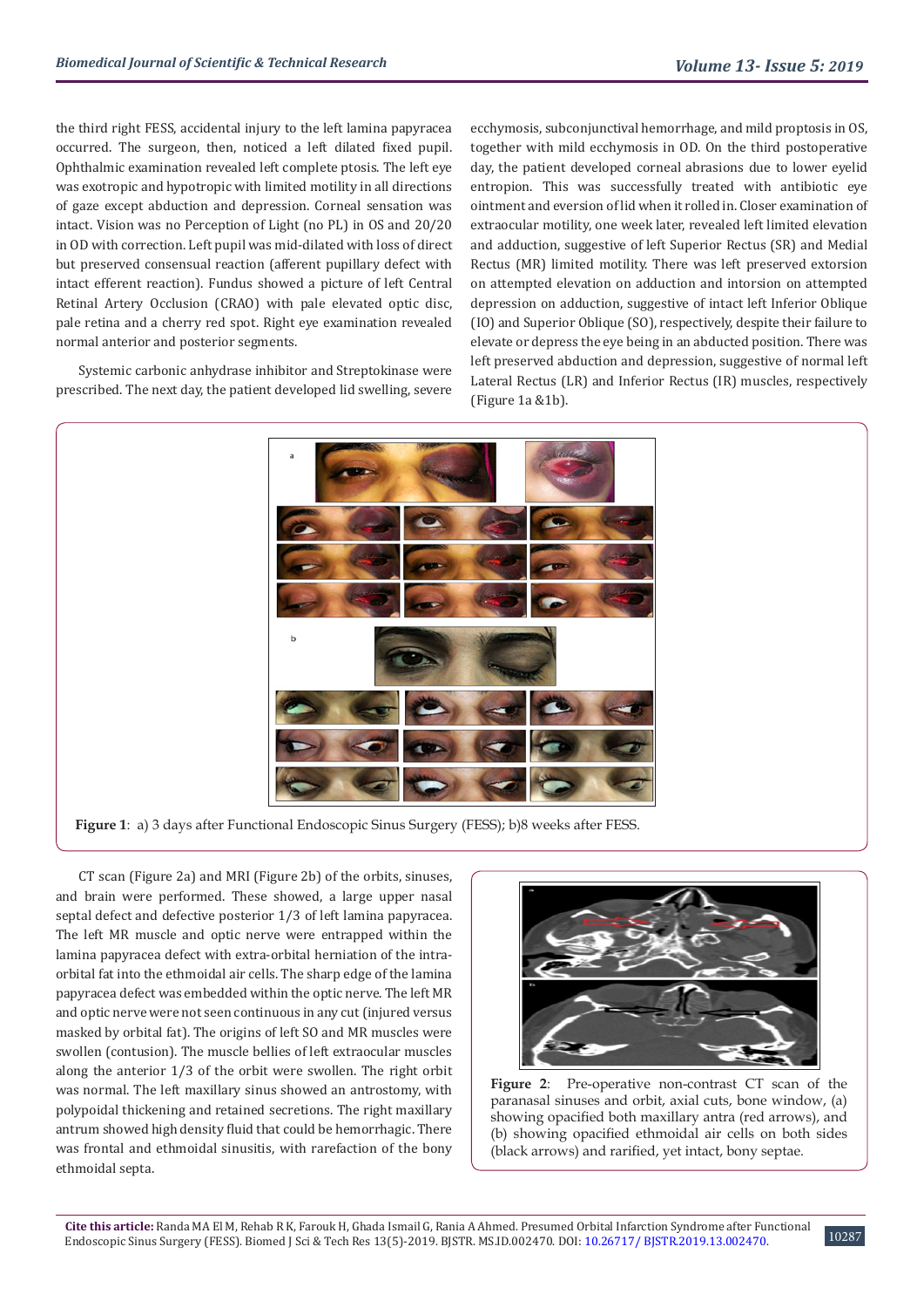the third right FESS, accidental injury to the left lamina papyracea occurred. The surgeon, then, noticed a left dilated fixed pupil. Ophthalmic examination revealed left complete ptosis. The left eye was exotropic and hypotropic with limited motility in all directions of gaze except abduction and depression. Corneal sensation was intact. Vision was no Perception of Light (no PL) in OS and 20/20 in OD with correction. Left pupil was mid-dilated with loss of direct but preserved consensual reaction (afferent pupillary defect with intact efferent reaction). Fundus showed a picture of left Central Retinal Artery Occlusion (CRAO) with pale elevated optic disc, pale retina and a cherry red spot. Right eye examination revealed normal anterior and posterior segments.

Systemic carbonic anhydrase inhibitor and Streptokinase were prescribed. The next day, the patient developed lid swelling, severe ecchymosis, subconjunctival hemorrhage, and mild proptosis in OS, together with mild ecchymosis in OD. On the third postoperative day, the patient developed corneal abrasions due to lower eyelid entropion. This was successfully treated with antibiotic eye ointment and eversion of lid when it rolled in. Closer examination of extraocular motility, one week later, revealed left limited elevation and adduction, suggestive of left Superior Rectus (SR) and Medial Rectus (MR) limited motility. There was left preserved extorsion on attempted elevation on adduction and intorsion on attempted depression on adduction, suggestive of intact left Inferior Oblique (IO) and Superior Oblique (SO), respectively, despite their failure to elevate or depress the eye being in an abducted position. There was left preserved abduction and depression, suggestive of normal left Lateral Rectus (LR) and Inferior Rectus (IR) muscles, respectively (Figure 1a &1b).

**Figure 1**: a) 3 days after Functional Endoscopic Sinus Surgery (FESS); b)8 weeks after FESS.

CT scan (Figure 2a) and MRI (Figure 2b) of the orbits, sinuses, and brain were performed. These showed, a large upper nasal septal defect and defective posterior 1/3 of left lamina papyracea. The left MR muscle and optic nerve were entrapped within the lamina papyracea defect with extra-orbital herniation of the intra-orbital fat into the ethmoidal air cells. The sharp edge of the lamina papyracea defect was embedded within the optic nerve. The left MR and optic nerve were not seen continuous in any cut (injured versus masked by orbital fat). The origins of left SO and MR muscles were swollen (contusion). The muscle bellies of left extraocular muscles along the anterior 1/3 of the orbit were swollen. The right orbit was normal. The left maxillary sinus showed an antrostomy, with polypoidal thickening and retained secretions. The right maxillary antrum showed high density fluid that could be hemorrhagic. There was frontal and ethmoidal sinusitis, with rarefaction of the bony ethmoidal septa.

**Figure 2**: Pre-operative non-contrast CT scan of the paranasal sinuses and orbit, axial cuts, bone window, (a) showing opacified both maxillary antra (red arrows), and (b) showing opacified ethmoidal air cells on both sides (black arrows) and rarified, yet intact, bony septae.

**Cite this article:** Randa MA El M, Rehab R K, Farouk H, Ghada Ismail G, Rania A Ahmed. Presumed Orbital Infarction Syndrome after Functional Endoscopic Sinus Surgery (FESS). Biomed J Sci & Tech Res 13(5)-2019. BJSTR. MS.ID.002470. DOI: 10.26717/ BJSTR.2019.13.002470.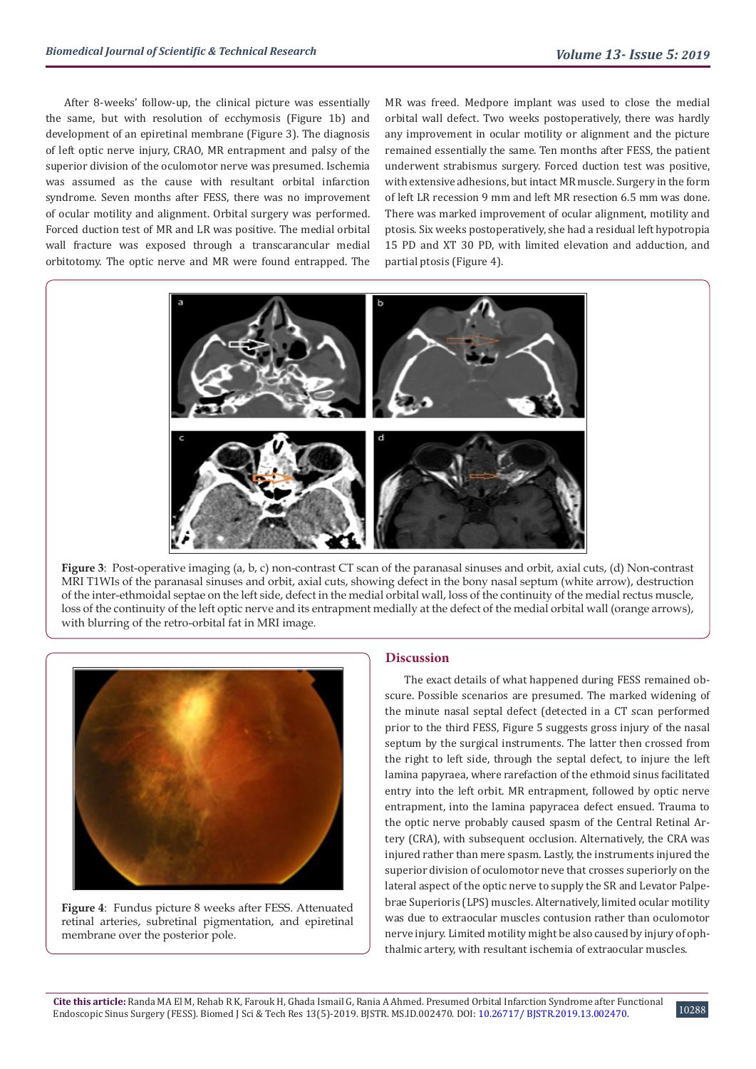After 8-weeks' follow-up, the clinical picture was essentially the same, but with resolution of ecchymosis (Figure 1b) and development of an epiretinal membrane (Figure 3). The diagnosis of left optic nerve injury, CRAO, MR entrapment and palsy of the superior division of the oculomotor nerve was presumed. Ischemia was assumed as the cause with resultant orbital infarction syndrome. Seven months after FESS, there was no improvement of ocular motility and alignment. Orbital surgery was performed. Forced duction test of MR and LR was positive. The medial orbital wall fracture was exposed through a transcarancular medial orbitotomy. The optic nerve and MR were found entrapped. The MR was freed. Medpore implant was used to close the medial orbital wall defect. Two weeks postoperatively, there was hardly any improvement in ocular motility or alignment and the picture remained essentially the same. Ten months after FESS, the patient underwent strabismus surgery. Forced duction test was positive, with extensive adhesions, but intact MR muscle. Surgery in the form of left LR recession 9 mm and left MR resection 6.5 mm was done. There was marked improvement of ocular alignment, motility and ptosis. Six weeks postoperatively, she had a residual left hypotropia 15 PD and XT 30 PD, with limited elevation and adduction, and partial ptosis (Figure 4).

**Figure 3**: Post-operative imaging (a, b, c) non-contrast CT scan of the paranasal sinuses and orbit, axial cuts, (d) Non-contrast MRI T1WIs of the paranasal sinuses and orbit, axial cuts, showing defect in the bony nasal septum (white arrow), destruction of the inter-ethmoidal septae on the left side, defect in the medial orbital wall, loss of the continuity of the medial rectus muscle, loss of the continuity of the left optic nerve and its entrapment medially at the defect of the medial orbital wall (orange arrows), with blurring of the retro-orbital fat in MRI image.

**Figure 4**: Fundus picture 8 weeks after FESS. Attenuated retinal arteries, subretinal pigmentation, and epiretinal membrane over the posterior pole.

## Discussion

The exact details of what happened during FESS remained obscure. Possible scenarios are presumed. The marked widening of the minute nasal septal defect (detected in a CT scan performed prior to the third FESS, Figure 5 suggests gross injury of the nasal septum by the surgical instruments. The latter then crossed from the right to left side, through the septal defect, to injure the left lamina papyraea, where rarefaction of the ethmoid sinus facilitated entry into the left orbit. MR entrapment, followed by optic nerve entrapment, into the lamina papyracea defect ensued. Trauma to the optic nerve probably caused spasm of the Central Retinal Artery (CRA), with subsequent occlusion. Alternatively, the CRA was injured rather than mere spasm. Lastly, the instruments injured the superior division of oculomotor neve that crosses superiorly on the lateral aspect of the optic nerve to supply the SR and Levator Palpebrae Superioris (LPS) muscles. Alternatively, limited ocular motility was due to extraocular muscles contusion rather than oculomotor nerve injury. Limited motility might be also caused by injury of ophthalmic artery, with resultant ischemia of extraocular muscles.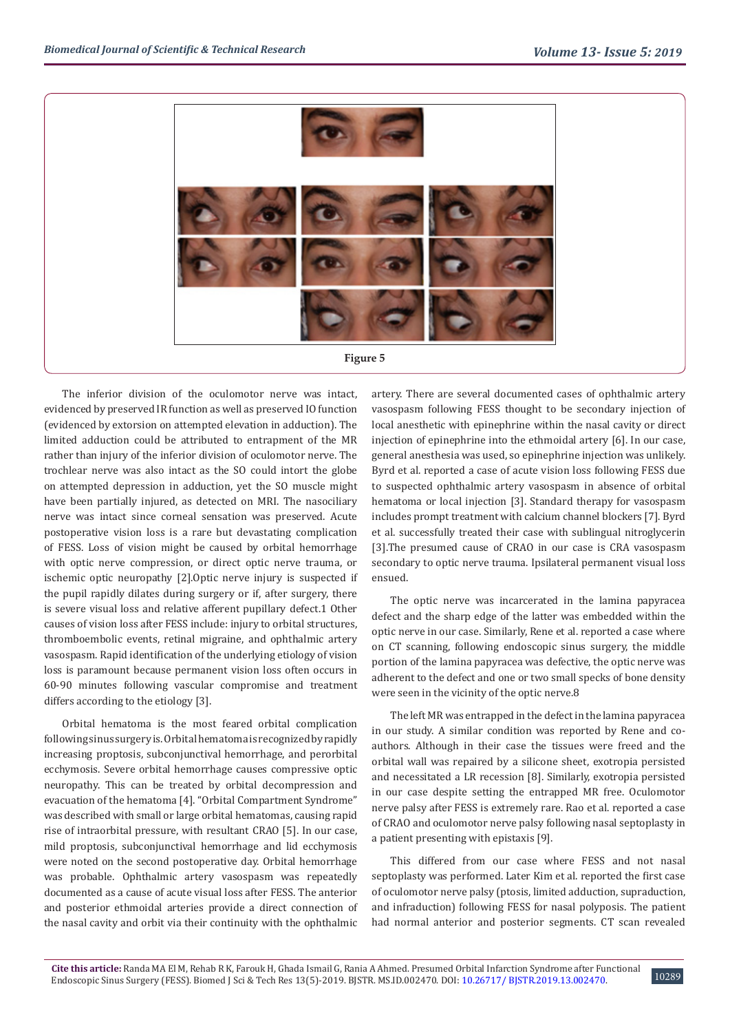Figure 5

The inferior division of the oculomotor nerve was intact, evidenced by preserved IR function as well as preserved IO function (evidenced by extorsion on attempted elevation in adduction). The limited adduction could be attributed to entrapment of the MR rather than injury of the inferior division of oculomotor nerve. The trochlear nerve was also intact as the SO could intort the globe on attempted depression in adduction, yet the SO muscle might have been partially injured, as detected on MRI. The nasociliary nerve was intact since corneal sensation was preserved. Acute postoperative vision loss is a rare but devastating complication of FESS. Loss of vision might be caused by orbital hemorrhage with optic nerve compression, or direct optic nerve trauma, or ischemic optic neuropathy [2].Optic nerve injury is suspected if the pupil rapidly dilates during surgery or if, after surgery, there is severe visual loss and relative afferent pupillary defect.1 Other causes of vision loss after FESS include: injury to orbital structures, thromboembolic events, retinal migraine, and ophthalmic artery vasospasm. Rapid identification of the underlying etiology of vision loss is paramount because permanent vision loss often occurs in 60-90 minutes following vascular compromise and treatment differs according to the etiology [3].

Orbital hematoma is the most feared orbital complication following sinus surgery is. Orbital hematoma is recognized by rapidly increasing proptosis, subconjunctival hemorrhage, and perorbital ecchymosis. Severe orbital hemorrhage causes compressive optic neuropathy. This can be treated by orbital decompression and evacuation of the hematoma [4]. "Orbital Compartment Syndrome" was described with small or large orbital hematomas, causing rapid rise of intraorbital pressure, with resultant CRAO [5]. In our case, mild proptosis, subconjunctival hemorrhage and lid ecchymosis were noted on the second postoperative day. Orbital hemorrhage was probable. Ophthalmic artery vasospasm was repeatedly documented as a cause of acute visual loss after FESS. The anterior and posterior ethmoidal arteries provide a direct connection of the nasal cavity and orbit via their continuity with the ophthalmic artery. There are several documented cases of ophthalmic artery vasospasm following FESS thought to be secondary injection of local anesthetic with epinephrine within the nasal cavity or direct injection of epinephrine into the ethmoidal artery [6]. In our case, general anesthesia was used, so epinephrine injection was unlikely. Byrd et al. reported a case of acute vision loss following FESS due to suspected ophthalmic artery vasospasm in absence of orbital hematoma or local injection [3]. Standard therapy for vasospasm includes prompt treatment with calcium channel blockers [7]. Byrd et al. successfully treated their case with sublingual nitroglycerin [3].The presumed cause of CRAO in our case is CRA vasospasm secondary to optic nerve trauma. Ipsilateral permanent visual loss ensued.

The optic nerve was incarcerated in the lamina papyracea defect and the sharp edge of the latter was embedded within the optic nerve in our case. Similarly, Rene et al. reported a case where on CT scanning, following endoscopic sinus surgery, the middle portion of the lamina papyracea was defective, the optic nerve was adherent to the defect and one or two small specks of bone density were seen in the vicinity of the optic nerve.8

The left MR was entrapped in the defect in the lamina papyracea in our study. A similar condition was reported by Rene and co-authors. Although in their case the tissues were freed and the orbital wall was repaired by a silicone sheet, exotropia persisted and necessitated a LR recession [8]. Similarly, exotropia persisted in our case despite setting the entrapped MR free. Oculomotor nerve palsy after FESS is extremely rare. Rao et al. reported a case of CRAO and oculomotor nerve palsy following nasal septoplasty in a patient presenting with epistaxis [9].

This differed from our case where FESS and not nasal septoplasty was performed. Later Kim et al. reported the first case of oculomotor nerve palsy (ptosis, limited adduction, supraduction, and infraduction) following FESS for nasal polyposis. The patient had normal anterior and posterior segments. CT scan revealed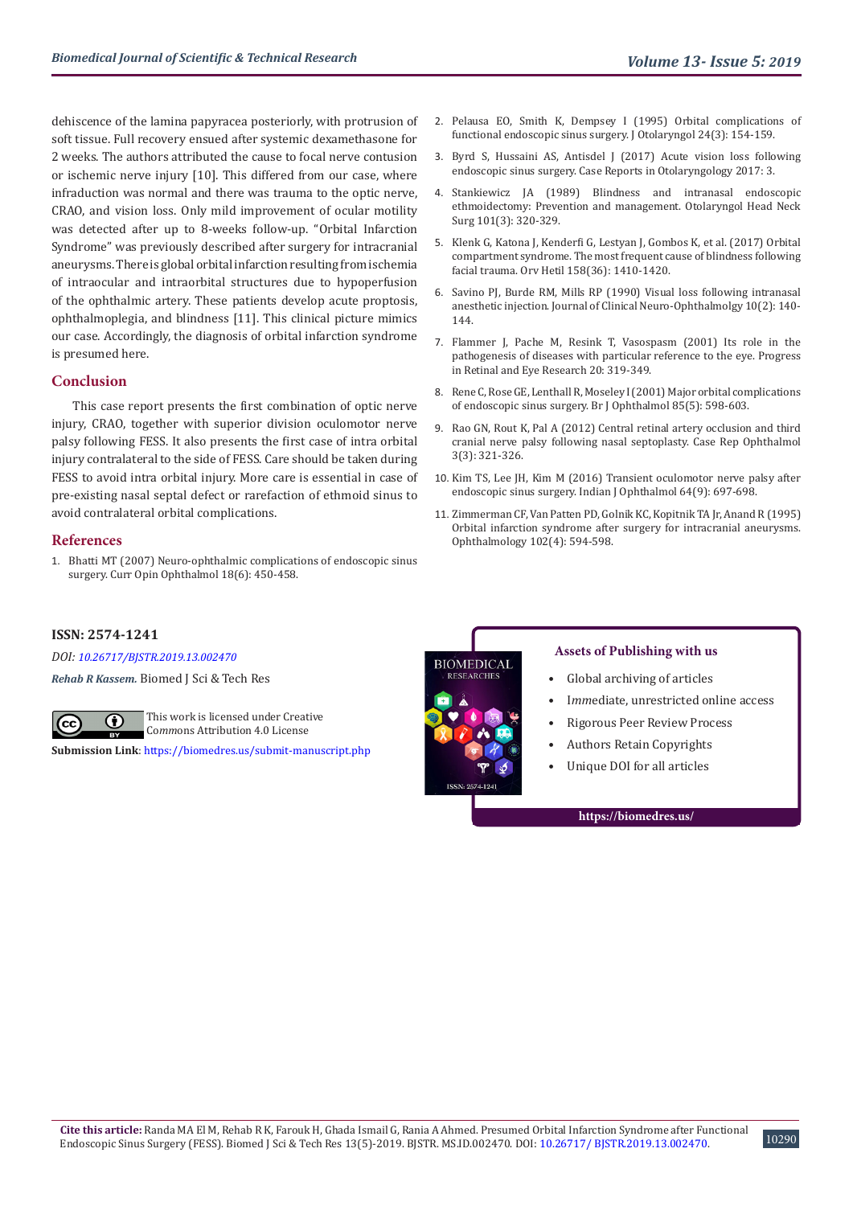dehiscence of the lamina papyracea posteriorly, with protrusion of soft tissue. Full recovery ensued after systemic dexamethasone for 2 weeks. The authors attributed the cause to focal nerve contusion or ischemic nerve injury [10]. This differed from our case, where infraduction was normal and there was trauma to the optic nerve, CRAO, and vision loss. Only mild improvement of ocular motility was detected after up to 8-weeks follow-up. "Orbital Infarction Syndrome" was previously described after surgery for intracranial aneurysms. There is global orbital infarction resulting from ischemia of intraocular and intraorbital structures due to hypoperfusion of the ophthalmic artery. These patients develop acute proptosis, ophthalmoplegia, and blindness [11]. This clinical picture mimics our case. Accordingly, the diagnosis of orbital infarction syndrome is presumed here.

## Conclusion

This case report presents the first combination of optic nerve injury, CRAO, together with superior division oculomotor nerve palsy following FESS. It also presents the first case of intra orbital injury contralateral to the side of FESS. Care should be taken during FESS to avoid intra orbital injury. More care is essential in case of pre-existing nasal septal defect or rarefaction of ethmoid sinus to avoid contralateral orbital complications.

## References

1. Bhatti MT (2007) Neuro-ophthalmic complications of endoscopic sinus surgery. Curr Opin Ophthalmol 18(6): 450-458.
2. Pelausa EO, Smith K, Dempsey I (1995) Orbital complications of functional endoscopic sinus surgery. J Otolaryngol 24(3): 154-159.
3. Byrd S, Hussaini AS, Antisdel J (2017) Acute vision loss following endoscopic sinus surgery. Case Reports in Otolaryngology 2017: 3.
4. Stankiewicz JA (1989) Blindness and intranasal endoscopic ethmoidectomy: Prevention and management. Otolaryngol Head Neck Surg 101(3): 320-329.
5. Klenk G, Katona J, Kenderfi G, Lestyan J, Gombos K, et al. (2017) Orbital compartment syndrome. The most frequent cause of blindness following facial trauma. Orv Hetil 158(36): 1410-1420.
6. Savino PJ, Burde RM, Mills RP (1990) Visual loss following intranasal anesthetic injection. Journal of Clinical Neuro-Ophthalmolgy 10(2): 140-144.
7. Flammer J, Pache M, Resink T, Vasospasm (2001) Its role in the pathogenesis of diseases with particular reference to the eye. Progress in Retinal and Eye Research 20: 319-349.
8. Rene C, Rose GE, Lenthall R, Moseley I (2001) Major orbital complications of endoscopic sinus surgery. Br J Ophthalmol 85(5): 598-603.
9. Rao GN, Rout K, Pal A (2012) Central retinal artery occlusion and third cranial nerve palsy following nasal septoplasty. Case Rep Ophthalmol 3(3): 321-326.
10. Kim TS, Lee JH, Kim M (2016) Transient oculomotor nerve palsy after endoscopic sinus surgery. Indian J Ophthalmol 64(9): 697-698.
11. Zimmerman CF, Van Patten PD, Golnik KC, Kopitnik TA Jr, Anand R (1995) Orbital infarction syndrome after surgery for intracranial aneurysms. Ophthalmology 102(4): 594-598.

**ISSN: 2574-1241**

*DOI: 10.26717/BJSTR.2019.13.002470*

***Rehab R Kassem.*** Biomed J Sci & Tech Res

This work is licensed under Creative Commons Attribution 4.0 License

**Submission Link**: https://biomedres.us/submit-manuscript.php

**Assets of Publishing with us**

- Global archiving of articles
- Immediate, unrestricted online access
- Rigorous Peer Review Process
- Authors Retain Copyrights
- Unique DOI for all articles

**https://biomedres.us/**

**Cite this article:** Randa MA El M, Rehab R K, Farouk H, Ghada Ismail G, Rania A Ahmed. Presumed Orbital Infarction Syndrome after Functional Endoscopic Sinus Surgery (FESS). Biomed J Sci & Tech Res 13(5)-2019. BJSTR. MS.ID.002470. DOI: 10.26717/ BJSTR.2019.13.002470.